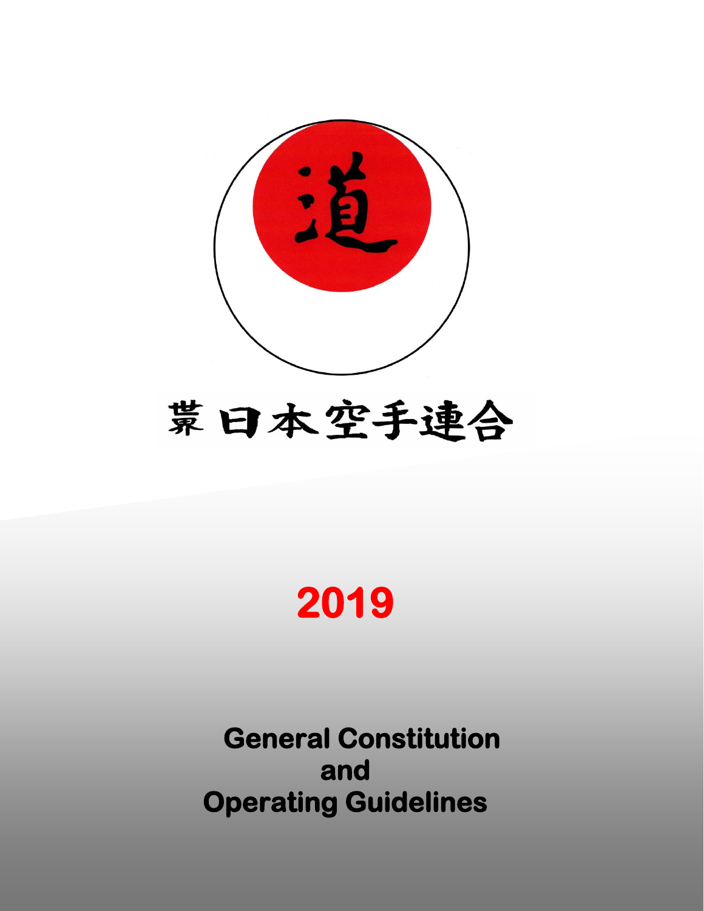道

糸東日本空手連合

# 2019

# General Constitution and Operating Guidelines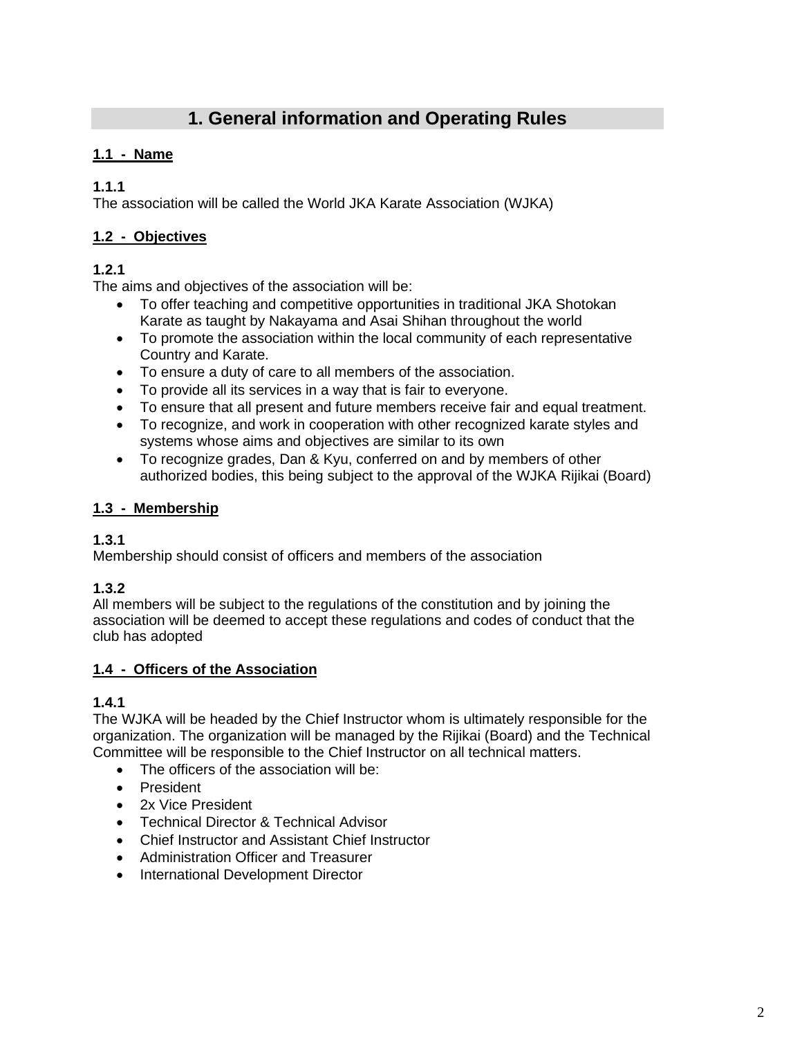# 1. General information and Operating Rules

## 1.1 - Name

**1.1.1**
The association will be called the World JKA Karate Association (WJKA)

## 1.2 - Objectives

**1.2.1**
The aims and objectives of the association will be:

- To offer teaching and competitive opportunities in traditional JKA Shotokan Karate as taught by Nakayama and Asai Shihan throughout the world
- To promote the association within the local community of each representative Country and Karate.
- To ensure a duty of care to all members of the association.
- To provide all its services in a way that is fair to everyone.
- To ensure that all present and future members receive fair and equal treatment.
- To recognize, and work in cooperation with other recognized karate styles and systems whose aims and objectives are similar to its own
- To recognize grades, Dan & Kyu, conferred on and by members of other authorized bodies, this being subject to the approval of the WJKA Rijikai (Board)

## 1.3 - Membership

**1.3.1**
Membership should consist of officers and members of the association

**1.3.2**
All members will be subject to the regulations of the constitution and by joining the association will be deemed to accept these regulations and codes of conduct that the club has adopted

## 1.4 - Officers of the Association

**1.4.1**
The WJKA will be headed by the Chief Instructor whom is ultimately responsible for the organization. The organization will be managed by the Rijikai (Board) and the Technical Committee will be responsible to the Chief Instructor on all technical matters.

- The officers of the association will be:
- President
- 2x Vice President
- Technical Director & Technical Advisor
- Chief Instructor and Assistant Chief Instructor
- Administration Officer and Treasurer
- International Development Director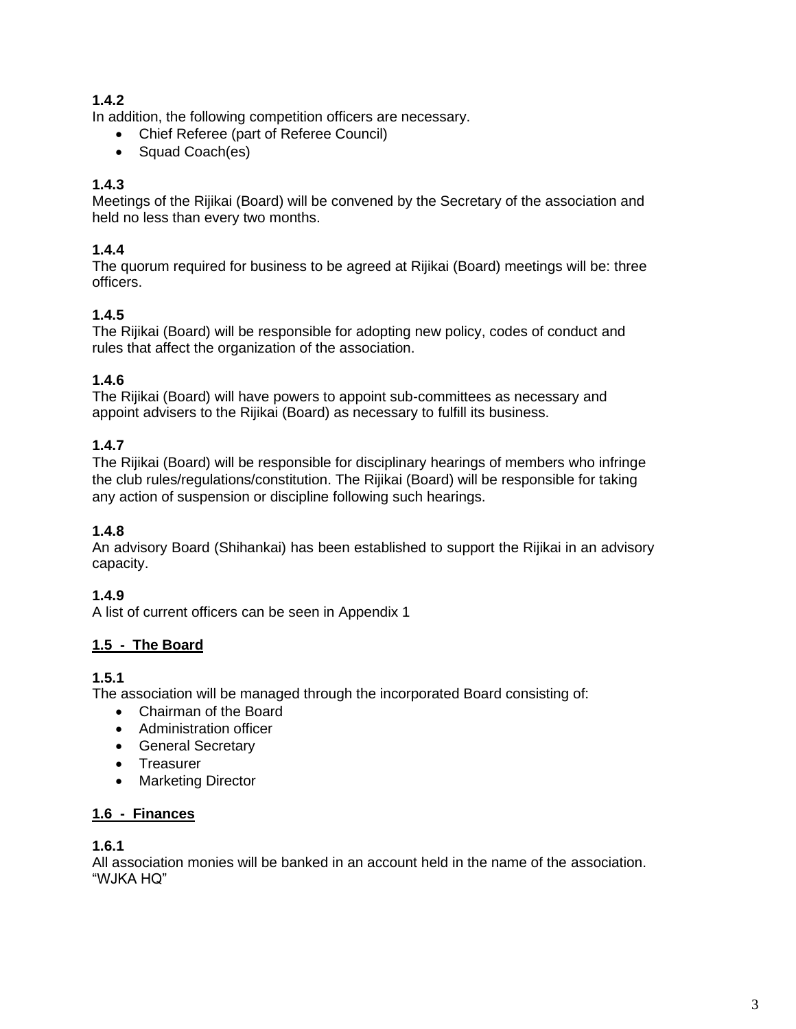**1.4.2**
In addition, the following competition officers are necessary.

- Chief Referee (part of Referee Council)
- Squad Coach(es)

**1.4.3**
Meetings of the Rijikai (Board) will be convened by the Secretary of the association and held no less than every two months.

**1.4.4**
The quorum required for business to be agreed at Rijikai (Board) meetings will be: three officers.

**1.4.5**
The Rijikai (Board) will be responsible for adopting new policy, codes of conduct and rules that affect the organization of the association.

**1.4.6**
The Rijikai (Board) will have powers to appoint sub-committees as necessary and appoint advisers to the Rijikai (Board) as necessary to fulfill its business.

**1.4.7**
The Rijikai (Board) will be responsible for disciplinary hearings of members who infringe the club rules/regulations/constitution. The Rijikai (Board) will be responsible for taking any action of suspension or discipline following such hearings.

**1.4.8**
An advisory Board (Shihankai) has been established to support the Rijikai in an advisory capacity.

**1.4.9**
A list of current officers can be seen in Appendix 1

## 1.5 - The Board

**1.5.1**
The association will be managed through the incorporated Board consisting of:

- Chairman of the Board
- Administration officer
- General Secretary
- Treasurer
- Marketing Director

## 1.6 - Finances

**1.6.1**
All association monies will be banked in an account held in the name of the association. “WJKA HQ”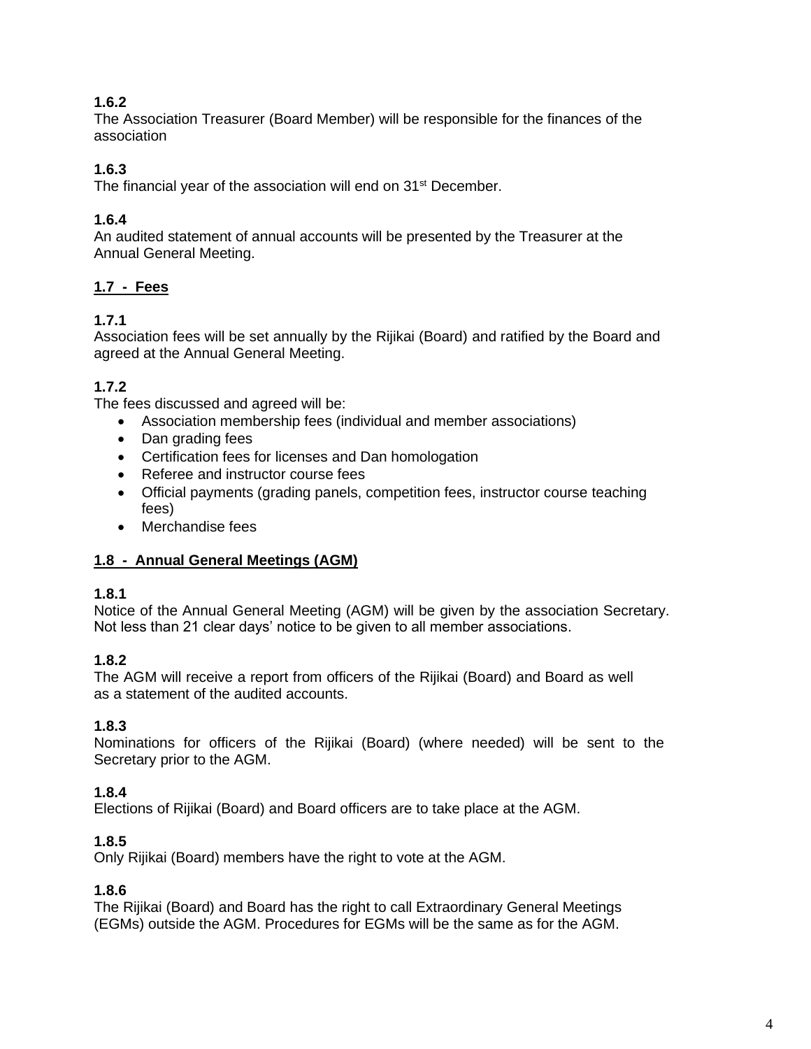**1.6.2**
The Association Treasurer (Board Member) will be responsible for the finances of the association

**1.6.3**
The financial year of the association will end on 31st December.

**1.6.4**
An audited statement of annual accounts will be presented by the Treasurer at the Annual General Meeting.

## 1.7 - Fees

**1.7.1**
Association fees will be set annually by the Rijikai (Board) and ratified by the Board and agreed at the Annual General Meeting.

**1.7.2**
The fees discussed and agreed will be:

- Association membership fees (individual and member associations)
- Dan grading fees
- Certification fees for licenses and Dan homologation
- Referee and instructor course fees
- Official payments (grading panels, competition fees, instructor course teaching fees)
- Merchandise fees

## 1.8 - Annual General Meetings (AGM)

**1.8.1**
Notice of the Annual General Meeting (AGM) will be given by the association Secretary. Not less than 21 clear days' notice to be given to all member associations.

**1.8.2**
The AGM will receive a report from officers of the Rijikai (Board) and Board as well as a statement of the audited accounts.

**1.8.3**
Nominations for officers of the Rijikai (Board) (where needed) will be sent to the Secretary prior to the AGM.

**1.8.4**
Elections of Rijikai (Board) and Board officers are to take place at the AGM.

**1.8.5**
Only Rijikai (Board) members have the right to vote at the AGM.

**1.8.6**
The Rijikai (Board) and Board has the right to call Extraordinary General Meetings (EGMs) outside the AGM. Procedures for EGMs will be the same as for the AGM.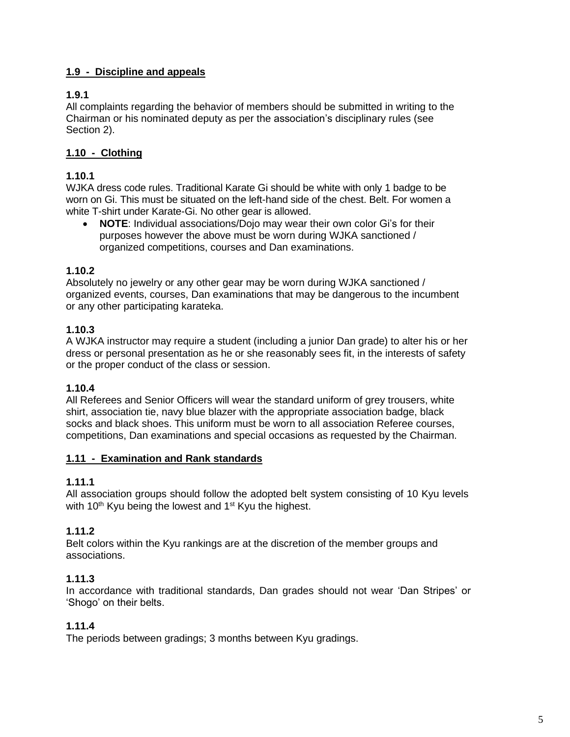## 1.9 - Discipline and appeals

**1.9.1**

All complaints regarding the behavior of members should be submitted in writing to the Chairman or his nominated deputy as per the association's disciplinary rules (see Section 2).

## 1.10 - Clothing

**1.10.1**

WJKA dress code rules. Traditional Karate Gi should be white with only 1 badge to be worn on Gi. This must be situated on the left-hand side of the chest. Belt. For women a white T-shirt under Karate-Gi. No other gear is allowed.

- **NOTE**: Individual associations/Dojo may wear their own color Gi's for their purposes however the above must be worn during WJKA sanctioned / organized competitions, courses and Dan examinations.

**1.10.2**

Absolutely no jewelry or any other gear may be worn during WJKA sanctioned / organized events, courses, Dan examinations that may be dangerous to the incumbent or any other participating karateka.

**1.10.3**

A WJKA instructor may require a student (including a junior Dan grade) to alter his or her dress or personal presentation as he or she reasonably sees fit, in the interests of safety or the proper conduct of the class or session.

**1.10.4**

All Referees and Senior Officers will wear the standard uniform of grey trousers, white shirt, association tie, navy blue blazer with the appropriate association badge, black socks and black shoes. This uniform must be worn to all association Referee courses, competitions, Dan examinations and special occasions as requested by the Chairman.

## 1.11 - Examination and Rank standards

**1.11.1**

All association groups should follow the adopted belt system consisting of 10 Kyu levels with 10th Kyu being the lowest and 1st Kyu the highest.

**1.11.2**

Belt colors within the Kyu rankings are at the discretion of the member groups and associations.

**1.11.3**

In accordance with traditional standards, Dan grades should not wear 'Dan Stripes' or 'Shogo' on their belts.

**1.11.4**

The periods between gradings; 3 months between Kyu gradings.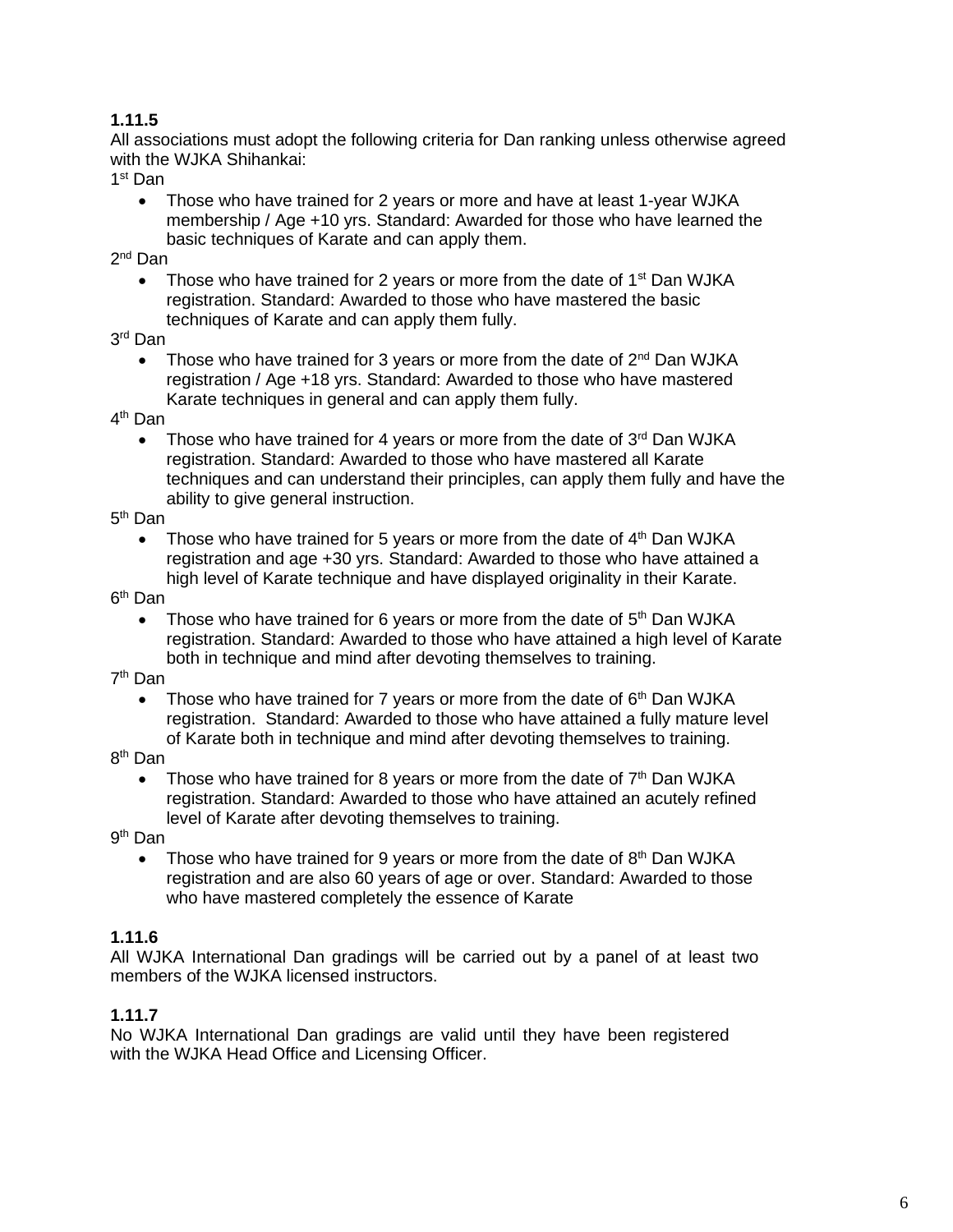**1.11.5**
All associations must adopt the following criteria for Dan ranking unless otherwise agreed with the WJKA Shihankai:

1st Dan

- Those who have trained for 2 years or more and have at least 1-year WJKA membership / Age +10 yrs. Standard: Awarded for those who have learned the basic techniques of Karate and can apply them.

2nd Dan

- Those who have trained for 2 years or more from the date of 1st Dan WJKA registration. Standard: Awarded to those who have mastered the basic techniques of Karate and can apply them fully.

3rd Dan

- Those who have trained for 3 years or more from the date of 2nd Dan WJKA registration / Age +18 yrs. Standard: Awarded to those who have mastered Karate techniques in general and can apply them fully.

4th Dan

- Those who have trained for 4 years or more from the date of 3rd Dan WJKA registration. Standard: Awarded to those who have mastered all Karate techniques and can understand their principles, can apply them fully and have the ability to give general instruction.

5th Dan

- Those who have trained for 5 years or more from the date of 4th Dan WJKA registration and age +30 yrs. Standard: Awarded to those who have attained a high level of Karate technique and have displayed originality in their Karate.

6th Dan

- Those who have trained for 6 years or more from the date of 5th Dan WJKA registration. Standard: Awarded to those who have attained a high level of Karate both in technique and mind after devoting themselves to training.

7th Dan

- Those who have trained for 7 years or more from the date of 6th Dan WJKA registration. Standard: Awarded to those who have attained a fully mature level of Karate both in technique and mind after devoting themselves to training.

8th Dan

- Those who have trained for 8 years or more from the date of 7th Dan WJKA registration. Standard: Awarded to those who have attained an acutely refined level of Karate after devoting themselves to training.

9th Dan

- Those who have trained for 9 years or more from the date of 8th Dan WJKA registration and are also 60 years of age or over. Standard: Awarded to those who have mastered completely the essence of Karate

**1.11.6**
All WJKA International Dan gradings will be carried out by a panel of at least two members of the WJKA licensed instructors.

**1.11.7**
No WJKA International Dan gradings are valid until they have been registered with the WJKA Head Office and Licensing Officer.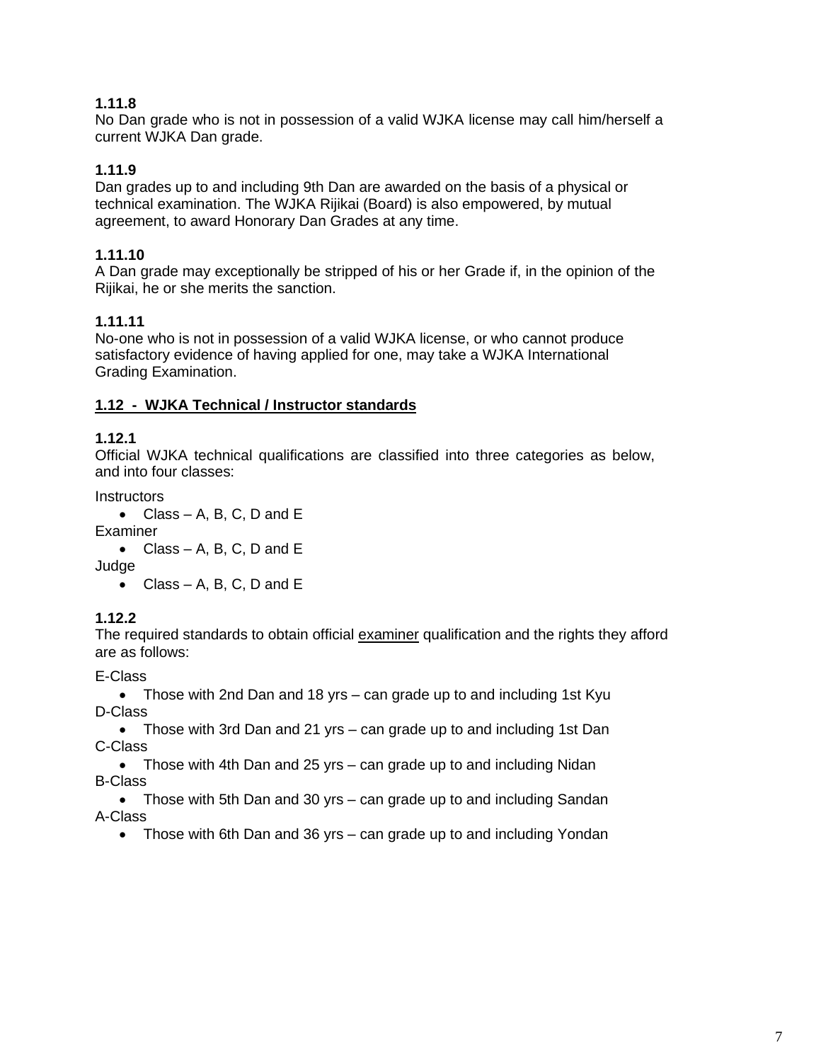**1.11.8**
No Dan grade who is not in possession of a valid WJKA license may call him/herself a current WJKA Dan grade.

**1.11.9**
Dan grades up to and including 9th Dan are awarded on the basis of a physical or technical examination. The WJKA Rijikai (Board) is also empowered, by mutual agreement, to award Honorary Dan Grades at any time.

**1.11.10**
A Dan grade may exceptionally be stripped of his or her Grade if, in the opinion of the Rijikai, he or she merits the sanction.

**1.11.11**
No-one who is not in possession of a valid WJKA license, or who cannot produce satisfactory evidence of having applied for one, may take a WJKA International Grading Examination.

## 1.12 - WJKA Technical / Instructor standards

**1.12.1**
Official WJKA technical qualifications are classified into three categories as below, and into four classes:

Instructors

- Class – A, B, C, D and E

Examiner

- Class – A, B, C, D and E

Judge

- Class – A, B, C, D and E

**1.12.2**
The required standards to obtain official examiner qualification and the rights they afford are as follows:

E-Class

- Those with 2nd Dan and 18 yrs – can grade up to and including 1st Kyu

D-Class

- Those with 3rd Dan and 21 yrs – can grade up to and including 1st Dan

C-Class

- Those with 4th Dan and 25 yrs – can grade up to and including Nidan

B-Class

- Those with 5th Dan and 30 yrs – can grade up to and including Sandan

A-Class

- Those with 6th Dan and 36 yrs – can grade up to and including Yondan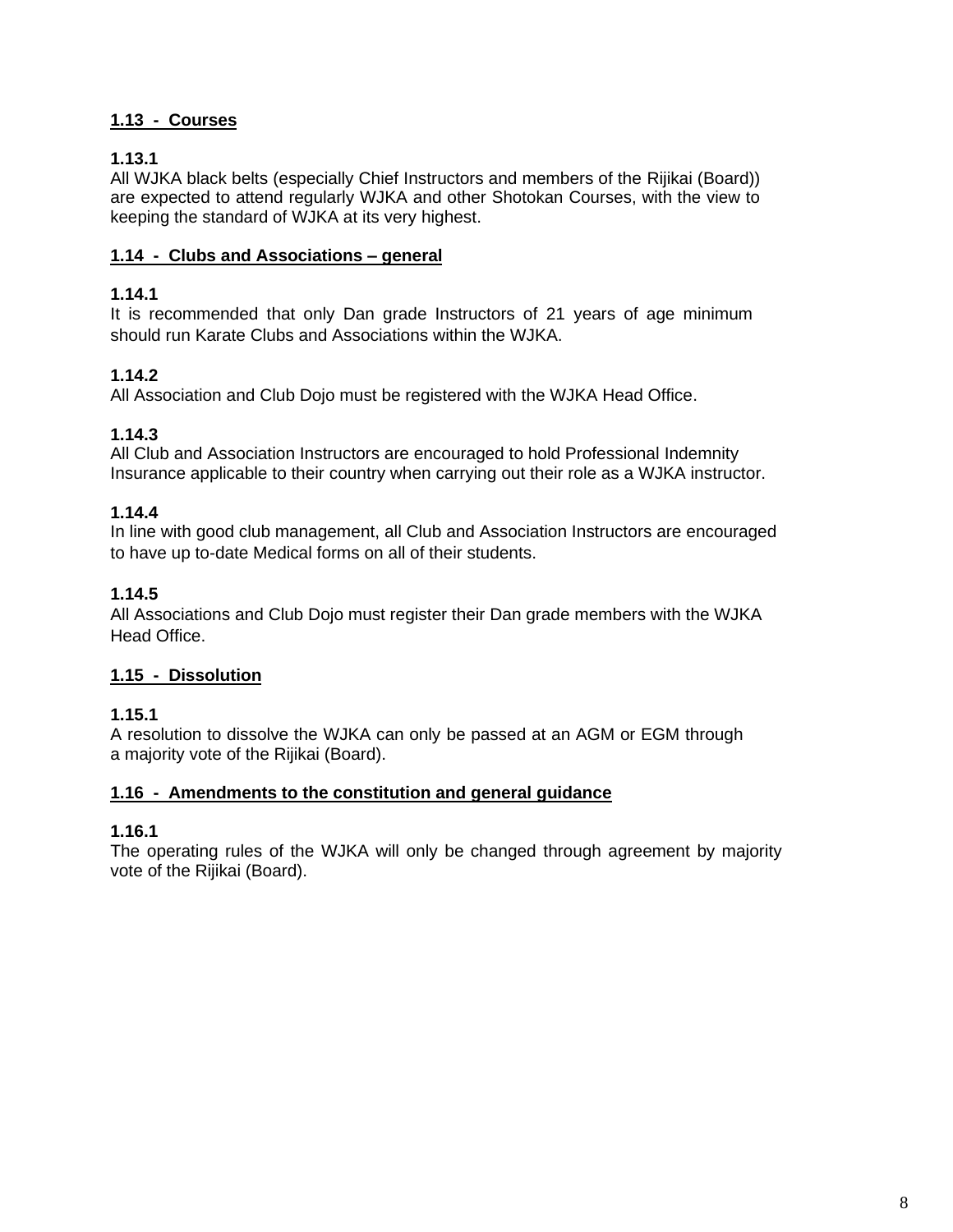## 1.13 - Courses

**1.13.1**
All WJKA black belts (especially Chief Instructors and members of the Rijikai (Board)) are expected to attend regularly WJKA and other Shotokan Courses, with the view to keeping the standard of WJKA at its very highest.

## 1.14 - Clubs and Associations – general

**1.14.1**
It is recommended that only Dan grade Instructors of 21 years of age minimum should run Karate Clubs and Associations within the WJKA.

**1.14.2**
All Association and Club Dojo must be registered with the WJKA Head Office.

**1.14.3**
All Club and Association Instructors are encouraged to hold Professional Indemnity Insurance applicable to their country when carrying out their role as a WJKA instructor.

**1.14.4**
In line with good club management, all Club and Association Instructors are encouraged to have up to-date Medical forms on all of their students.

**1.14.5**
All Associations and Club Dojo must register their Dan grade members with the WJKA Head Office.

## 1.15 - Dissolution

**1.15.1**
A resolution to dissolve the WJKA can only be passed at an AGM or EGM through a majority vote of the Rijikai (Board).

## 1.16 - Amendments to the constitution and general guidance

**1.16.1**
The operating rules of the WJKA will only be changed through agreement by majority vote of the Rijikai (Board).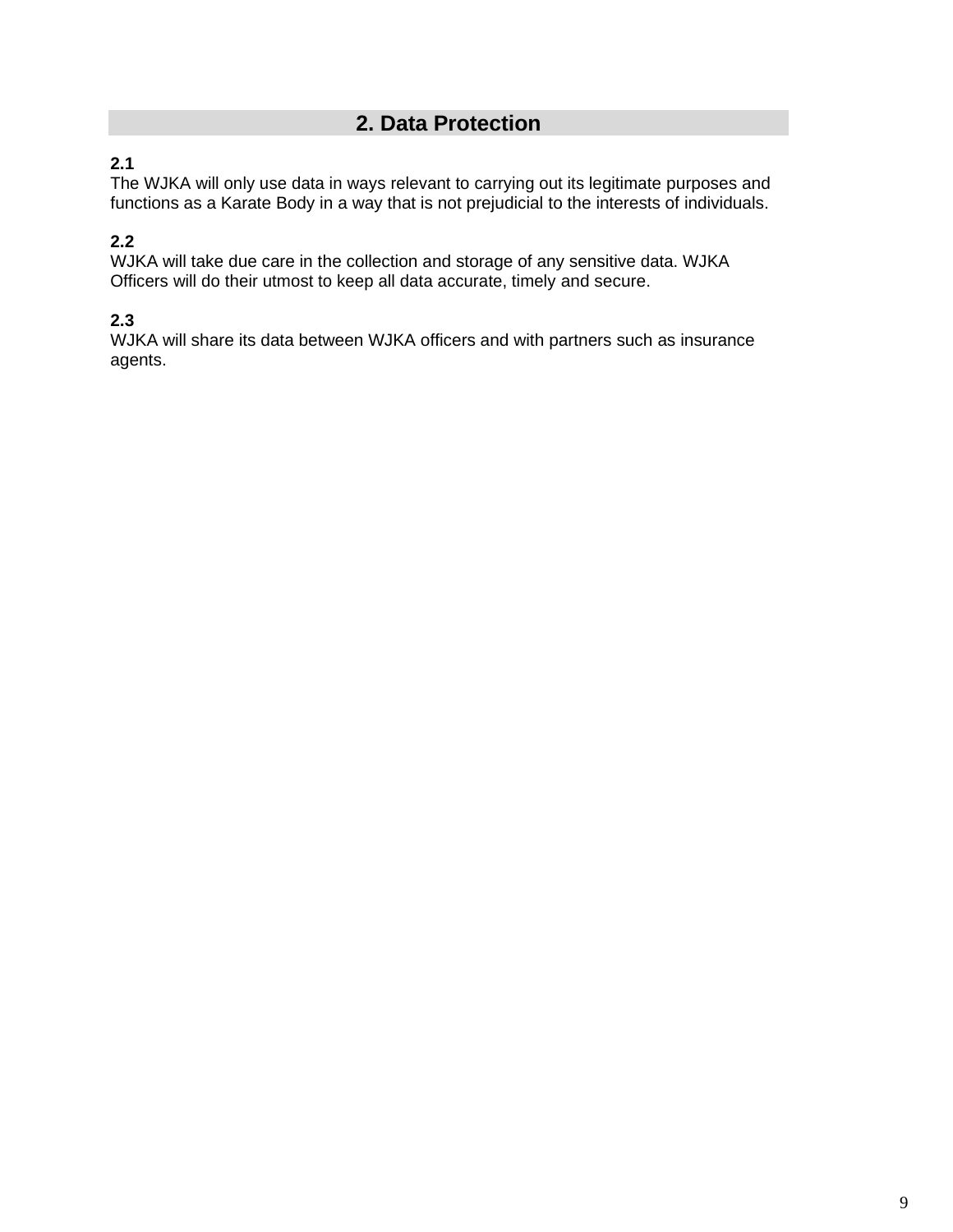## 2. Data Protection

**2.1**
The WJKA will only use data in ways relevant to carrying out its legitimate purposes and functions as a Karate Body in a way that is not prejudicial to the interests of individuals.

**2.2**
WJKA will take due care in the collection and storage of any sensitive data. WJKA Officers will do their utmost to keep all data accurate, timely and secure.

**2.3**
WJKA will share its data between WJKA officers and with partners such as insurance agents.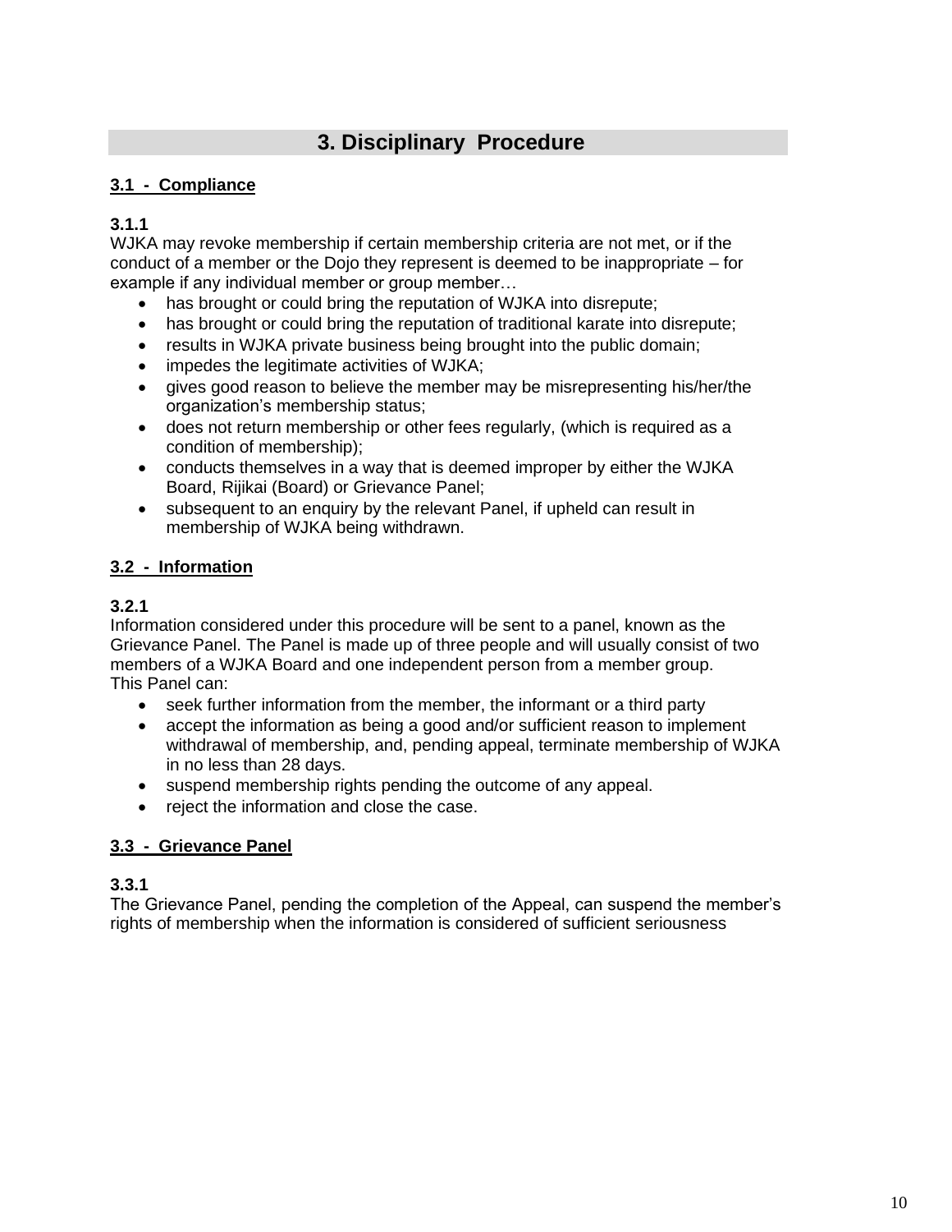## 3. Disciplinary  Procedure

**3.1 - Compliance**

**3.1.1**

WJKA may revoke membership if certain membership criteria are not met, or if the conduct of a member or the Dojo they represent is deemed to be inappropriate – for example if any individual member or group member…

- has brought or could bring the reputation of WJKA into disrepute;
- has brought or could bring the reputation of traditional karate into disrepute;
- results in WJKA private business being brought into the public domain;
- impedes the legitimate activities of WJKA;
- gives good reason to believe the member may be misrepresenting his/her/the organization's membership status;
- does not return membership or other fees regularly, (which is required as a condition of membership);
- conducts themselves in a way that is deemed improper by either the WJKA Board, Rijikai (Board) or Grievance Panel;
- subsequent to an enquiry by the relevant Panel, if upheld can result in membership of WJKA being withdrawn.

**3.2 - Information**

**3.2.1**

Information considered under this procedure will be sent to a panel, known as the Grievance Panel. The Panel is made up of three people and will usually consist of two members of a WJKA Board and one independent person from a member group.
This Panel can:

- seek further information from the member, the informant or a third party
- accept the information as being a good and/or sufficient reason to implement withdrawal of membership, and, pending appeal, terminate membership of WJKA in no less than 28 days.
- suspend membership rights pending the outcome of any appeal.
- reject the information and close the case.

**3.3 - Grievance Panel**

**3.3.1**

The Grievance Panel, pending the completion of the Appeal, can suspend the member's rights of membership when the information is considered of sufficient seriousness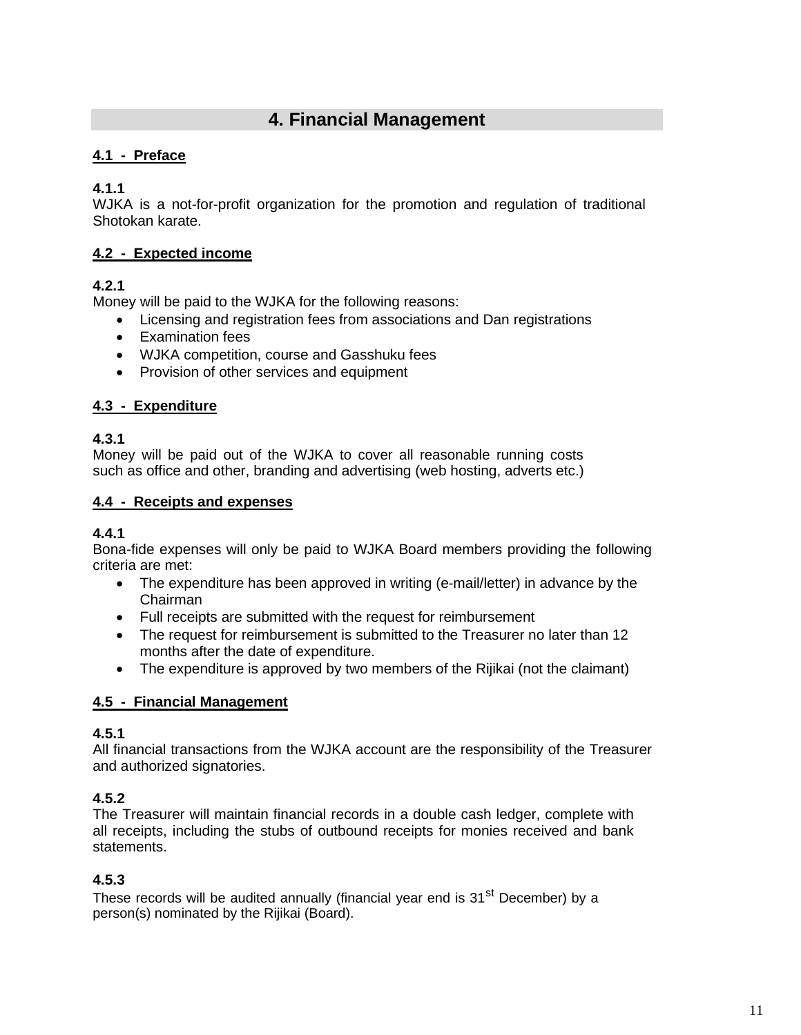## 4. Financial Management

### 4.1 - Preface

**4.1.1**
WJKA is a not-for-profit organization for the promotion and regulation of traditional Shotokan karate.

### 4.2 - Expected income

**4.2.1**
Money will be paid to the WJKA for the following reasons:

- Licensing and registration fees from associations and Dan registrations
- Examination fees
- WJKA competition, course and Gasshuku fees
- Provision of other services and equipment

### 4.3 - Expenditure

**4.3.1**
Money will be paid out of the WJKA to cover all reasonable running costs such as office and other, branding and advertising (web hosting, adverts etc.)

### 4.4 - Receipts and expenses

**4.4.1**
Bona-fide expenses will only be paid to WJKA Board members providing the following criteria are met:

- The expenditure has been approved in writing (e-mail/letter) in advance by the Chairman
- Full receipts are submitted with the request for reimbursement
- The request for reimbursement is submitted to the Treasurer no later than 12 months after the date of expenditure.
- The expenditure is approved by two members of the Rijikai (not the claimant)

### 4.5 - Financial Management

**4.5.1**
All financial transactions from the WJKA account are the responsibility of the Treasurer and authorized signatories.

**4.5.2**
The Treasurer will maintain financial records in a double cash ledger, complete with all receipts, including the stubs of outbound receipts for monies received and bank statements.

**4.5.3**
These records will be audited annually (financial year end is 31st December) by a person(s) nominated by the Rijikai (Board).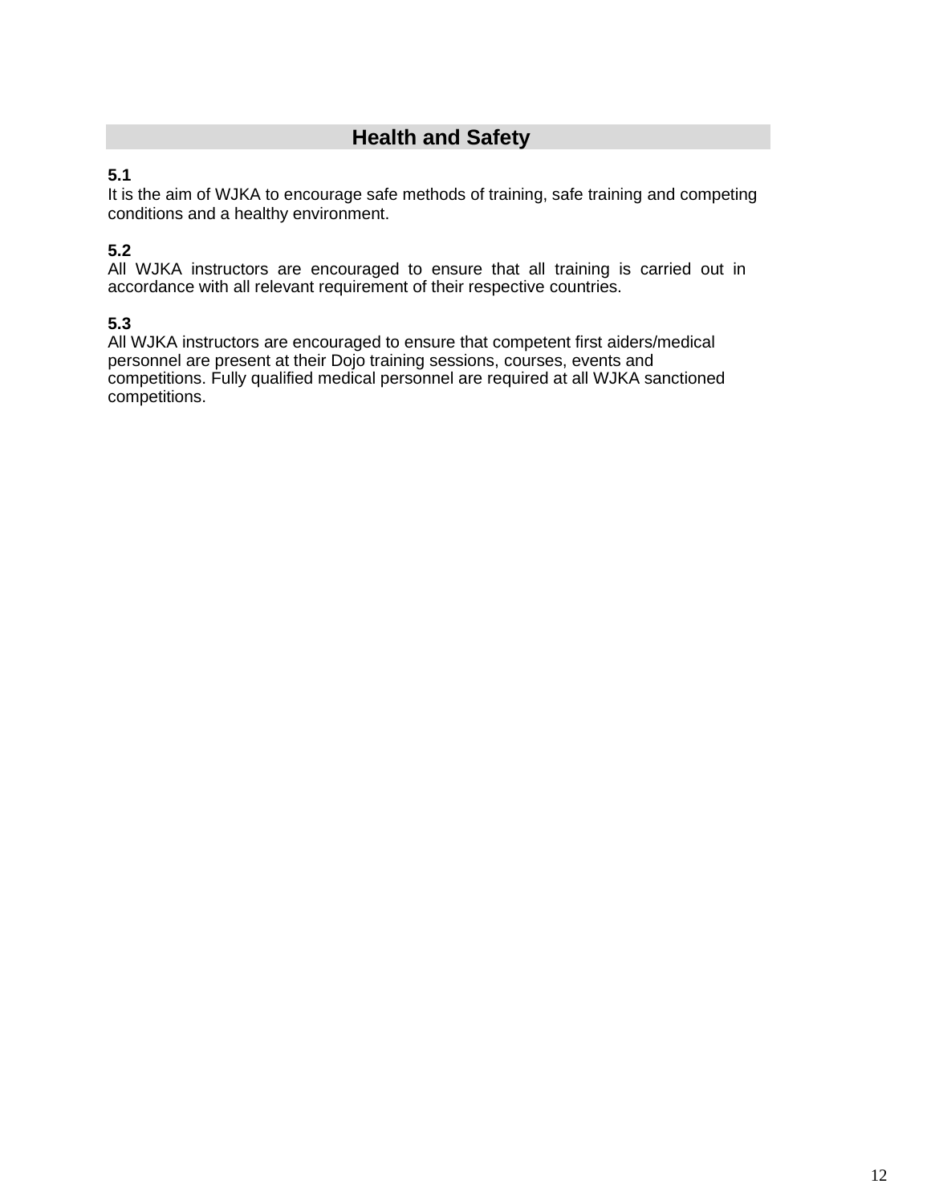## Health and Safety

**5.1**
It is the aim of WJKA to encourage safe methods of training, safe training and competing conditions and a healthy environment.

**5.2**
All WJKA instructors are encouraged to ensure that all training is carried out in accordance with all relevant requirement of their respective countries.

**5.3**
All WJKA instructors are encouraged to ensure that competent first aiders/medical personnel are present at their Dojo training sessions, courses, events and competitions. Fully qualified medical personnel are required at all WJKA sanctioned competitions.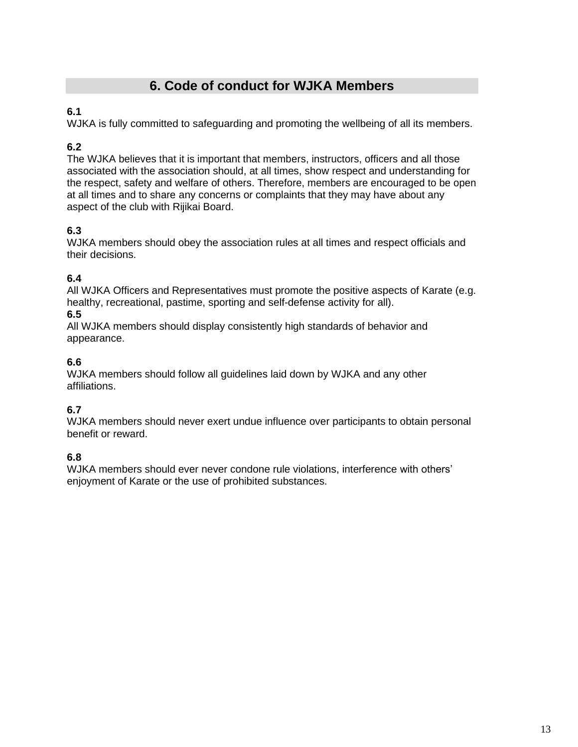## 6. Code of conduct for WJKA Members

**6.1**
WJKA is fully committed to safeguarding and promoting the wellbeing of all its members.

**6.2**
The WJKA believes that it is important that members, instructors, officers and all those associated with the association should, at all times, show respect and understanding for the respect, safety and welfare of others. Therefore, members are encouraged to be open at all times and to share any concerns or complaints that they may have about any aspect of the club with Rijikai Board.

**6.3**
WJKA members should obey the association rules at all times and respect officials and their decisions.

**6.4**
All WJKA Officers and Representatives must promote the positive aspects of Karate (e.g. healthy, recreational, pastime, sporting and self-defense activity for all).

**6.5**
All WJKA members should display consistently high standards of behavior and appearance.

**6.6**
WJKA members should follow all guidelines laid down by WJKA and any other affiliations.

**6.7**
WJKA members should never exert undue influence over participants to obtain personal benefit or reward.

**6.8**
WJKA members should ever never condone rule violations, interference with others' enjoyment of Karate or the use of prohibited substances.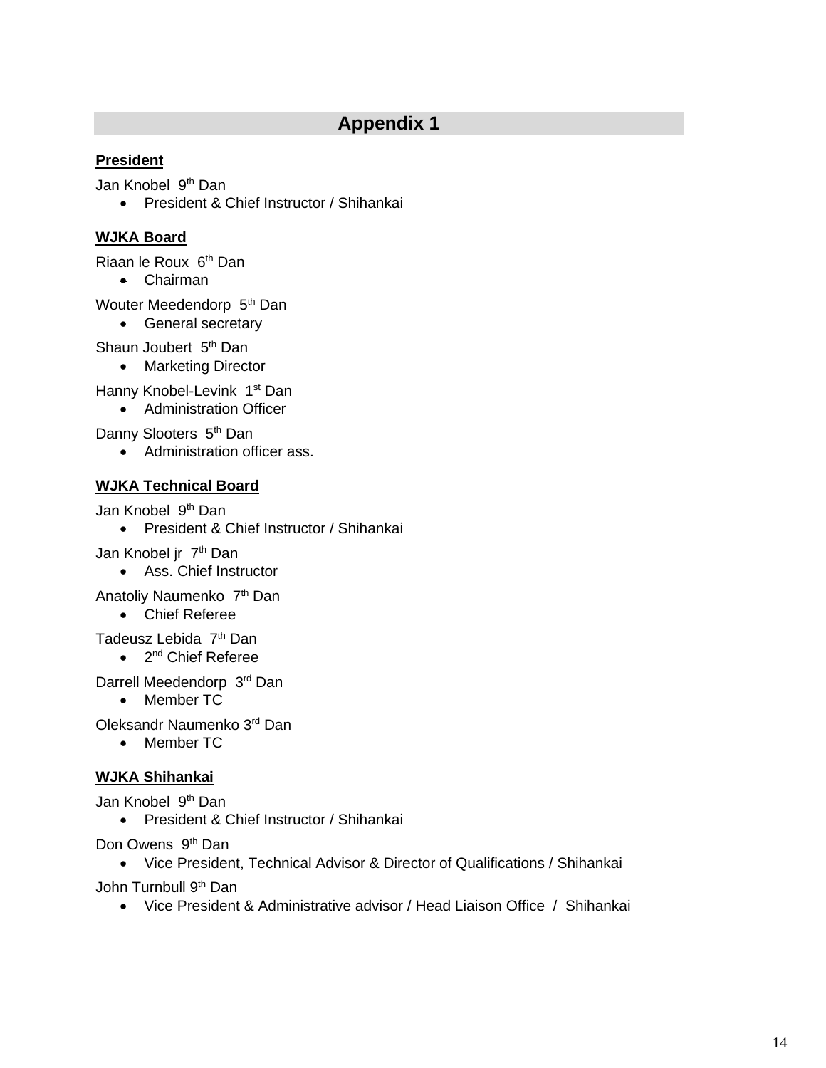# Appendix 1

**President**

Jan Knobel 9th Dan

- President & Chief Instructor / Shihankai

**WJKA Board**

Riaan le Roux 6th Dan

- Chairman

Wouter Meedendorp 5th Dan

- General secretary

Shaun Joubert 5th Dan

- Marketing Director

Hanny Knobel-Levink 1st Dan

- Administration Officer

Danny Slooters 5th Dan

- Administration officer ass.

**WJKA Technical Board**

Jan Knobel 9th Dan

- President & Chief Instructor / Shihankai

Jan Knobel jr 7th Dan

- Ass. Chief Instructor

Anatoliy Naumenko 7th Dan

- Chief Referee

Tadeusz Lebida 7th Dan

- 2nd Chief Referee

Darrell Meedendorp 3rd Dan

- Member TC

Oleksandr Naumenko 3rd Dan

- Member TC

**WJKA Shihankai**

Jan Knobel 9th Dan

- President & Chief Instructor / Shihankai

Don Owens 9th Dan

- Vice President, Technical Advisor & Director of Qualifications / Shihankai

John Turnbull 9th Dan

- Vice President & Administrative advisor / Head Liaison Office / Shihankai